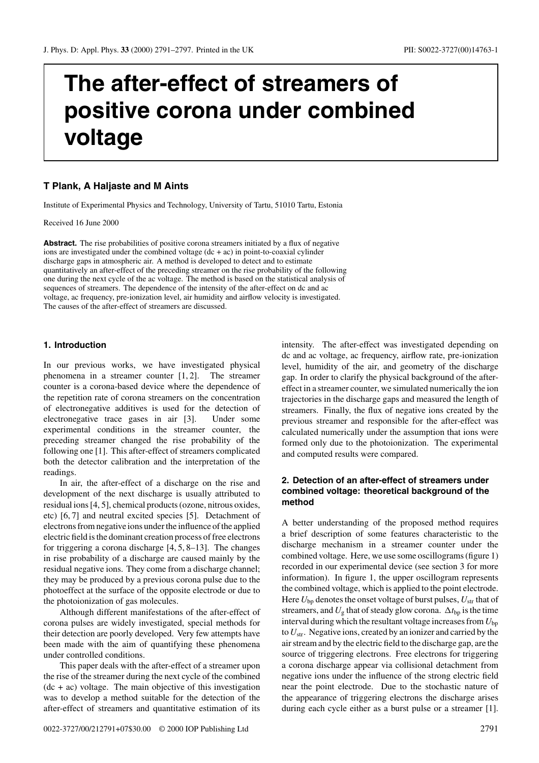# The after-effect of streamers of positive corona under combined voltage

**T Plank, A Haljaste and M Aints**

Institute of Experimental Physics and Technology, University of Tartu, 51010 Tartu, Estonia

Received 16 June 2000

**Abstract.** The rise probabilities of positive corona streamers initiated by a flux of negative ions are investigated under the combined voltage (dc + ac) in point-to-coaxial cylinder discharge gaps in atmospheric air. A method is developed to detect and to estimate quantitatively an after-effect of the preceding streamer on the rise probability of the following one during the next cycle of the ac voltage. The method is based on the statistical analysis of sequences of streamers. The dependence of the intensity of the after-effect on dc and ac voltage, ac frequency, pre-ionization level, air humidity and airflow velocity is investigated. The causes of the after-effect of streamers are discussed.

## 1. Introduction

In our previous works, we have investigated physical phenomena in a streamer counter [1, 2]. The streamer counter is a corona-based device where the dependence of the repetition rate of corona streamers on the concentration of electronegative additives is used for the detection of electronegative trace gases in air [3]. Under some experimental conditions in the streamer counter, the preceding streamer changed the rise probability of the following one [1]. This after-effect of streamers complicated both the detector calibration and the interpretation of the readings.

In air, the after-effect of a discharge on the rise and development of the next discharge is usually attributed to residual ions [4, 5], chemical products (ozone, nitrous oxides, etc) [6, 7] and neutral excited species [5]. Detachment of electrons from negative ions under the influence of the applied electric field is the dominant creation process of free electrons for triggering a corona discharge [4, 5, 8–13]. The changes in rise probability of a discharge are caused mainly by the residual negative ions. They come from a discharge channel; they may be produced by a previous corona pulse due to the photoeffect at the surface of the opposite electrode or due to the photoionization of gas molecules.

Although different manifestations of the after-effect of corona pulses are widely investigated, special methods for their detection are poorly developed. Very few attempts have been made with the aim of quantifying these phenomena under controlled conditions.

This paper deals with the after-effect of a streamer upon the rise of the streamer during the next cycle of the combined (dc + ac) voltage. The main objective of this investigation was to develop a method suitable for the detection of the after-effect of streamers and quantitative estimation of its intensity. The after-effect was investigated depending on dc and ac voltage, ac frequency, airflow rate, pre-ionization level, humidity of the air, and geometry of the discharge gap. In order to clarify the physical background of the after-effect in a streamer counter, we simulated numerically the ion trajectories in the discharge gaps and measured the length of streamers. Finally, the flux of negative ions created by the previous streamer and responsible for the after-effect was calculated numerically under the assumption that ions were formed only due to the photoionization. The experimental and computed results were compared.

## 2. Detection of an after-effect of streamers under combined voltage: theoretical background of the method

A better understanding of the proposed method requires a brief description of some features characteristic to the discharge mechanism in a streamer counter under the combined voltage. Here, we use some oscillograms (figure 1) recorded in our experimental device (see section 3 for more information). In figure 1, the upper oscillogram represents the combined voltage, which is applied to the point electrode. Here $U_{bp}$ denotes the onset voltage of burst pulses, $U_{str}$ that of streamers, and $U_g$ that of steady glow corona. $\Delta t_{bp}$ is the time interval during which the resultant voltage increases from $U_{bp}$ to $U_{str}$. Negative ions, created by an ionizer and carried by the air stream and by the electric field to the discharge gap, are the source of triggering electrons. Free electrons for triggering a corona discharge appear via collisional detachment from negative ions under the influence of the strong electric field near the point electrode. Due to the stochastic nature of the appearance of triggering electrons the discharge arises during each cycle either as a burst pulse or a streamer [1].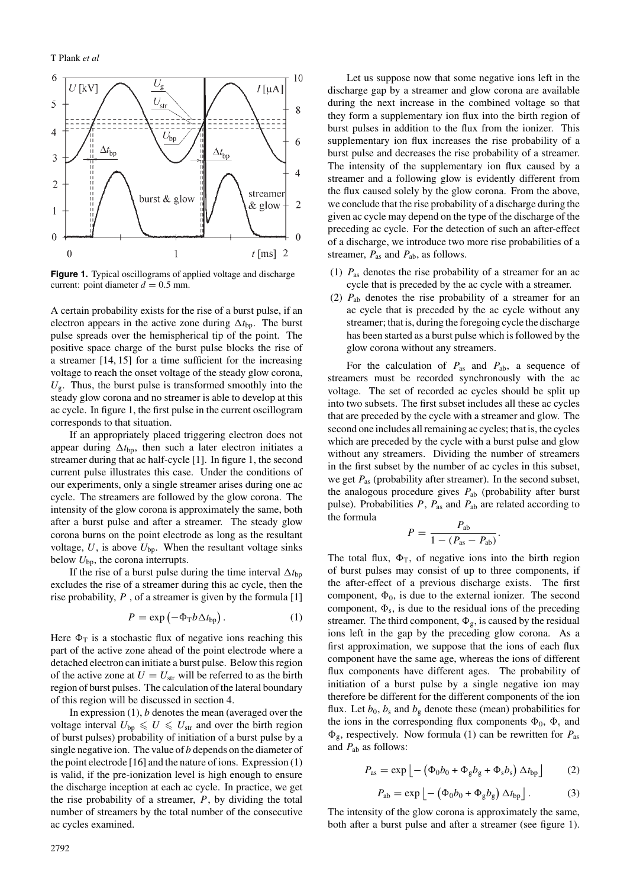**Figure 1.** Typical oscillograms of applied voltage and discharge current: point diameter $d = 0.5$ mm.

A certain probability exists for the rise of a burst pulse, if an electron appears in the active zone during $\Delta t_{bp}$. The burst pulse spreads over the hemispherical tip of the point. The positive space charge of the burst pulse blocks the rise of a streamer [14, 15] for a time sufficient for the increasing voltage to reach the onset voltage of the steady glow corona, $U_g$. Thus, the burst pulse is transformed smoothly into the steady glow corona and no streamer is able to develop at this ac cycle. In figure 1, the first pulse in the current oscillogram corresponds to that situation.

If an appropriately placed triggering electron does not appear during $\Delta t_{bp}$, then such a later electron initiates a streamer during that ac half-cycle [1]. In figure 1, the second current pulse illustrates this case. Under the conditions of our experiments, only a single streamer arises during one ac cycle. The streamers are followed by the glow corona. The intensity of the glow corona is approximately the same, both after a burst pulse and after a streamer. The steady glow corona burns on the point electrode as long as the resultant voltage, $U$, is above $U_{bp}$. When the resultant voltage sinks below $U_{bp}$, the corona interrupts.

If the rise of a burst pulse during the time interval $\Delta t_{bp}$ excludes the rise of a streamer during this ac cycle, then the rise probability, $P$, of a streamer is given by the formula [1]

$$P = \exp\left(-\Phi_T b \Delta t_{bp}\right). \tag{1}$$

Here $\Phi_T$ is a stochastic flux of negative ions reaching this part of the active zone ahead of the point electrode where a detached electron can initiate a burst pulse. Below this region of the active zone at $U = U_{str}$ will be referred to as the birth region of burst pulses. The calculation of the lateral boundary of this region will be discussed in section 4.

In expression (1), $b$ denotes the mean (averaged over the voltage interval $U_{bp} \leqslant U \leqslant U_{str}$ and over the birth region of burst pulses) probability of initiation of a burst pulse by a single negative ion. The value of $b$ depends on the diameter of the point electrode [16] and the nature of ions. Expression (1) is valid, if the pre-ionization level is high enough to ensure the discharge inception at each ac cycle. In practice, we get the rise probability of a streamer, $P$, by dividing the total number of streamers by the total number of the consecutive ac cycles examined.

Let us suppose now that some negative ions left in the discharge gap by a streamer and glow corona are available during the next increase in the combined voltage so that they form a supplementary ion flux into the birth region of burst pulses in addition to the flux from the ionizer. This supplementary ion flux increases the rise probability of a burst pulse and decreases the rise probability of a streamer. The intensity of the supplementary ion flux caused by a streamer and a following glow is evidently different from the flux caused solely by the glow corona. From the above, we conclude that the rise probability of a discharge during the given ac cycle may depend on the type of the discharge of the preceding ac cycle. For the detection of such an after-effect of a discharge, we introduce two more rise probabilities of a streamer, $P_{as}$ and $P_{ab}$, as follows.

(1) $P_{as}$ denotes the rise probability of a streamer for an ac cycle that is preceded by the ac cycle with a streamer.
(2) $P_{ab}$ denotes the rise probability of a streamer for an ac cycle that is preceded by the ac cycle without any streamer; that is, during the foregoing cycle the discharge has been started as a burst pulse which is followed by the glow corona without any streamers.

For the calculation of $P_{as}$ and $P_{ab}$, a sequence of streamers must be recorded synchronously with the ac voltage. The set of recorded ac cycles should be split up into two subsets. The first subset includes all these ac cycles that are preceded by the cycle with a streamer and glow. The second one includes all remaining ac cycles; that is, the cycles which are preceded by the cycle with a burst pulse and glow without any streamers. Dividing the number of streamers in the first subset by the number of ac cycles in this subset, we get $P_{as}$ (probability after streamer). In the second subset, the analogous procedure gives $P_{ab}$ (probability after burst pulse). Probabilities $P$, $P_{as}$ and $P_{ab}$ are related according to the formula

$$P = \frac{P_{ab}}{1 - (P_{as} - P_{ab})}.$$

The total flux, $\Phi_T$, of negative ions into the birth region of burst pulses may consist of up to three components, if the after-effect of a previous discharge exists. The first component, $\Phi_0$, is due to the external ionizer. The second component, $\Phi_s$, is due to the residual ions of the preceding streamer. The third component, $\Phi_g$, is caused by the residual ions left in the gap by the preceding glow corona. As a first approximation, we suppose that the ions of each flux component have the same age, whereas the ions of different flux components have different ages. The probability of initiation of a burst pulse by a single negative ion may therefore be different for the different components of the ion flux. Let $b_0$, $b_s$ and $b_g$ denote these (mean) probabilities for the ions in the corresponding flux components $\Phi_0$, $\Phi_s$ and $\Phi_g$, respectively. Now formula (1) can be rewritten for $P_{as}$ and $P_{ab}$ as follows:

$$P_{as} = \exp\left\lfloor -\left(\Phi_0 b_0 + \Phi_g b_g + \Phi_s b_s\right) \Delta t_{bp}\right\rfloor \tag{2}$$

$$P_{ab} = \exp\left\lfloor -\left(\Phi_0 b_0 + \Phi_g b_g\right) \Delta t_{bp}\right\rfloor. \tag{3}$$

The intensity of the glow corona is approximately the same, both after a burst pulse and after a streamer (see figure 1).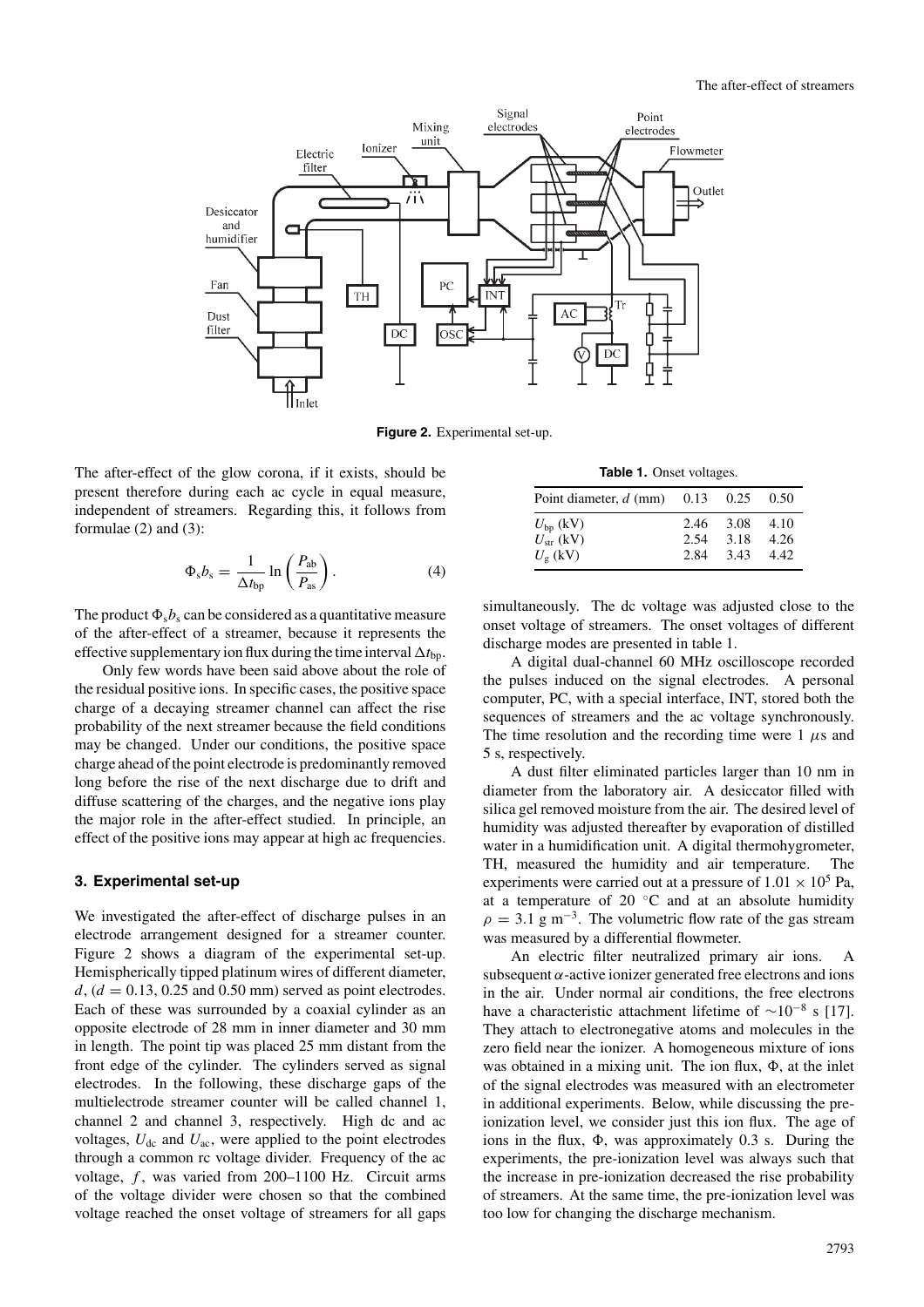**Figure 2.** Experimental set-up.

The after-effect of the glow corona, if it exists, should be present therefore during each ac cycle in equal measure, independent of streamers. Regarding this, it follows from formulae (2) and (3):

$$\Phi_s b_s = \frac{1}{\Delta t_{bp}} \ln\left(\frac{P_{ab}}{P_{as}}\right). \quad (4)$$

The product $\Phi_s b_s$ can be considered as a quantitative measure of the after-effect of a streamer, because it represents the effective supplementary ion flux during the time interval $\Delta t_{bp}$.

Only few words have been said above about the role of the residual positive ions. In specific cases, the positive space charge of a decaying streamer channel can affect the rise probability of the next streamer because the field conditions may be changed. Under our conditions, the positive space charge ahead of the point electrode is predominantly removed long before the rise of the next discharge due to drift and diffuse scattering of the charges, and the negative ions play the major role in the after-effect studied. In principle, an effect of the positive ions may appear at high ac frequencies.

## 3. Experimental set-up

We investigated the after-effect of discharge pulses in an electrode arrangement designed for a streamer counter. Figure 2 shows a diagram of the experimental set-up. Hemispherically tipped platinum wires of different diameter, $d$, ($d = 0.13$, 0.25 and 0.50 mm) served as point electrodes. Each of these was surrounded by a coaxial cylinder as an opposite electrode of 28 mm in inner diameter and 30 mm in length. The point tip was placed 25 mm distant from the front edge of the cylinder. The cylinders served as signal electrodes. In the following, these discharge gaps of the multielectrode streamer counter will be called channel 1, channel 2 and channel 3, respectively. High dc and ac voltages, $U_{dc}$ and $U_{ac}$, were applied to the point electrodes through a common rc voltage divider. Frequency of the ac voltage, $f$, was varied from 200–1100 Hz. Circuit arms of the voltage divider were chosen so that the combined voltage reached the onset voltage of streamers for all gaps simultaneously. The dc voltage was adjusted close to the onset voltage of streamers. The onset voltages of different discharge modes are presented in table 1.

**Table 1.** Onset voltages.

| Point diameter, $d$ (mm) | 0.13 | 0.25 | 0.50 |
|---|---|---|---|
| $U_{bp}$ (kV) | 2.46 | 3.08 | 4.10 |
| $U_{str}$ (kV) | 2.54 | 3.18 | 4.26 |
| $U_g$ (kV) | 2.84 | 3.43 | 4.42 |

A digital dual-channel 60 MHz oscilloscope recorded the pulses induced on the signal electrodes. A personal computer, PC, with a special interface, INT, stored both the sequences of streamers and the ac voltage synchronously. The time resolution and the recording time were 1 $\mu$s and 5 s, respectively.

A dust filter eliminated particles larger than 10 nm in diameter from the laboratory air. A desiccator filled with silica gel removed moisture from the air. The desired level of humidity was adjusted thereafter by evaporation of distilled water in a humidification unit. A digital thermohygrometer, TH, measured the humidity and air temperature. The experiments were carried out at a pressure of $1.01 \times 10^5$ Pa, at a temperature of 20 °C and at an absolute humidity $\rho = 3.1$ g m$^{-3}$. The volumetric flow rate of the gas stream was measured by a differential flowmeter.

An electric filter neutralized primary air ions. A subsequent $\alpha$-active ionizer generated free electrons and ions in the air. Under normal air conditions, the free electrons have a characteristic attachment lifetime of $\sim 10^{-8}$ s [17]. They attach to electronegative atoms and molecules in the zero field near the ionizer. A homogeneous mixture of ions was obtained in a mixing unit. The ion flux, $\Phi$, at the inlet of the signal electrodes was measured with an electrometer in additional experiments. Below, while discussing the pre-ionization level, we consider just this ion flux. The age of ions in the flux, $\Phi$, was approximately 0.3 s. During the experiments, the pre-ionization level was always such that the increase in pre-ionization decreased the rise probability of streamers. At the same time, the pre-ionization level was too low for changing the discharge mechanism.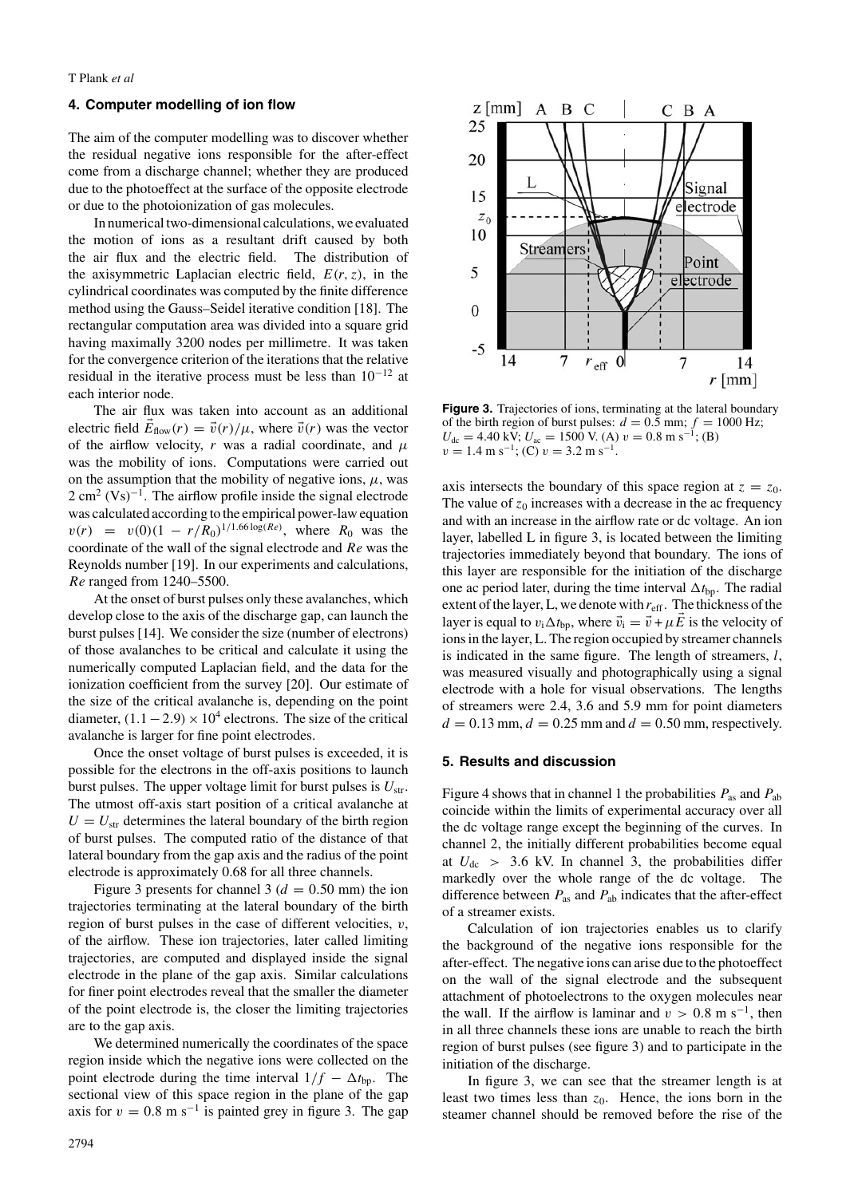## 4. Computer modelling of ion flow

The aim of the computer modelling was to discover whether the residual negative ions responsible for the after-effect come from a discharge channel; whether they are produced due to the photoeffect at the surface of the opposite electrode or due to the photoionization of gas molecules.

In numerical two-dimensional calculations, we evaluated the motion of ions as a resultant drift caused by both the air flux and the electric field. The distribution of the axisymmetric Laplacian electric field, $E(r, z)$, in the cylindrical coordinates was computed by the finite difference method using the Gauss–Seidel iterative condition [18]. The rectangular computation area was divided into a square grid having maximally 3200 nodes per millimetre. It was taken for the convergence criterion of the iterations that the relative residual in the iterative process must be less than $10^{-12}$ at each interior node.

The air flux was taken into account as an additional electric field $\vec{E}_{\text{flow}}(r) = \vec{v}(r)/\mu$, where $\vec{v}(r)$ was the vector of the airflow velocity, $r$ was a radial coordinate, and $\mu$ was the mobility of ions. Computations were carried out on the assumption that the mobility of negative ions, $\mu$, was $2\ \text{cm}^2\ (\text{Vs})^{-1}$. The airflow profile inside the signal electrode was calculated according to the empirical power-law equation $v(r) = v(0)(1 - r/R_0)^{1/1.66\log(Re)}$, where $R_0$ was the coordinate of the wall of the signal electrode and $Re$ was the Reynolds number [19]. In our experiments and calculations, $Re$ ranged from 1240–5500.

At the onset of burst pulses only these avalanches, which develop close to the axis of the discharge gap, can launch the burst pulses [14]. We consider the size (number of electrons) of those avalanches to be critical and calculate it using the numerically computed Laplacian field, and the data for the ionization coefficient from the survey [20]. Our estimate of the size of the critical avalanche is, depending on the point diameter, $(1.1-2.9) \times 10^4$ electrons. The size of the critical avalanche is larger for fine point electrodes.

Once the onset voltage of burst pulses is exceeded, it is possible for the electrons in the off-axis positions to launch burst pulses. The upper voltage limit for burst pulses is $U_{\text{str}}$. The utmost off-axis start position of a critical avalanche at $U = U_{\text{str}}$ determines the lateral boundary of the birth region of burst pulses. The computed ratio of the distance of that lateral boundary from the gap axis and the radius of the point electrode is approximately 0.68 for all three channels.

Figure 3 presents for channel 3 ($d = 0.50$ mm) the ion trajectories terminating at the lateral boundary of the birth region of burst pulses in the case of different velocities, $v$, of the airflow. These ion trajectories, later called limiting trajectories, are computed and displayed inside the signal electrode in the plane of the gap axis. Similar calculations for finer point electrodes reveal that the smaller the diameter of the point electrode is, the closer the limiting trajectories are to the gap axis.

We determined numerically the coordinates of the space region inside which the negative ions were collected on the point electrode during the time interval $1/f - \Delta t_{\text{bp}}$. The sectional view of this space region in the plane of the gap axis for $v = 0.8\ \text{m s}^{-1}$ is painted grey in figure 3. The gap axis intersects the boundary of this space region at $z = z_0$. The value of $z_0$ increases with a decrease in the ac frequency and with an increase in the airflow rate or dc voltage. An ion layer, labelled L in figure 3, is located between the limiting trajectories immediately beyond that boundary. The ions of this layer are responsible for the initiation of the discharge one ac period later, during the time interval $\Delta t_{\text{bp}}$. The radial extent of the layer, L, we denote with $r_{\text{eff}}$. The thickness of the layer is equal to $v_i \Delta t_{\text{bp}}$, where $\vec{v}_i = \vec{v} + \mu\vec{E}$ is the velocity of ions in the layer, L. The region occupied by streamer channels is indicated in the same figure. The length of streamers, $l$, was measured visually and photographically using a signal electrode with a hole for visual observations. The lengths of streamers were 2.4, 3.6 and 5.9 mm for point diameters $d = 0.13$ mm, $d = 0.25$ mm and $d = 0.50$ mm, respectively.

**Figure 3.** Trajectories of ions, terminating at the lateral boundary of the birth region of burst pulses: $d = 0.5$ mm; $f = 1000$ Hz; $U_{\text{dc}} = 4.40$ kV; $U_{\text{ac}} = 1500$ V. (A) $v = 0.8\ \text{m s}^{-1}$; (B) $v = 1.4\ \text{m s}^{-1}$; (C) $v = 3.2\ \text{m s}^{-1}$.

## 5. Results and discussion

Figure 4 shows that in channel 1 the probabilities $P_{\text{as}}$ and $P_{\text{ab}}$ coincide within the limits of experimental accuracy over all the dc voltage range except the beginning of the curves. In channel 2, the initially different probabilities become equal at $U_{\text{dc}} > 3.6$ kV. In channel 3, the probabilities differ markedly over the whole range of the dc voltage. The difference between $P_{\text{as}}$ and $P_{\text{ab}}$ indicates that the after-effect of a streamer exists.

Calculation of ion trajectories enables us to clarify the background of the negative ions responsible for the after-effect. The negative ions can arise due to the photoeffect on the wall of the signal electrode and the subsequent attachment of photoelectrons to the oxygen molecules near the wall. If the airflow is laminar and $v > 0.8\ \text{m s}^{-1}$, then in all three channels these ions are unable to reach the birth region of burst pulses (see figure 3) and to participate in the initiation of the discharge.

In figure 3, we can see that the streamer length is at least two times less than $z_0$. Hence, the ions born in the steamer channel should be removed before the rise of the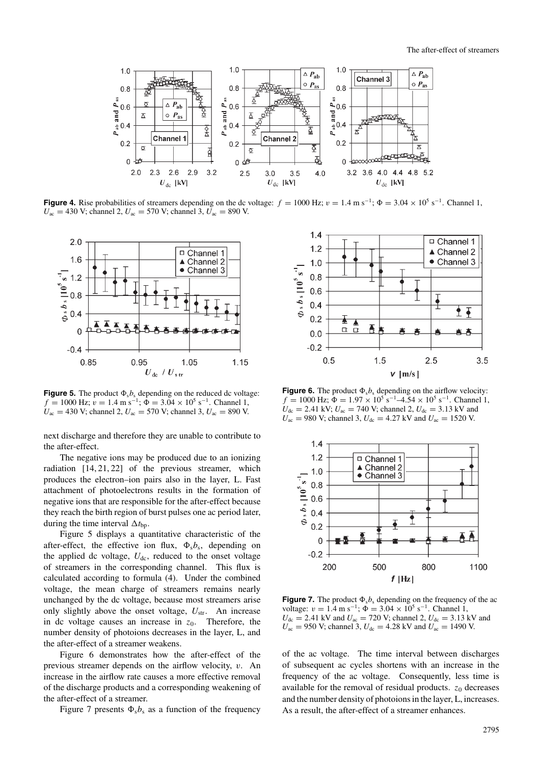**Figure 4.** Rise probabilities of streamers depending on the dc voltage: $f = 1000$ Hz; $v = 1.4$ m s$^{-1}$; $\Phi = 3.04 \times 10^5$ s$^{-1}$. Channel 1, $U_{ac} = 430$ V; channel 2, $U_{ac} = 570$ V; channel 3, $U_{ac} = 890$ V.

**Figure 5.** The product $\Phi_s b_s$ depending on the reduced dc voltage: $f = 1000$ Hz; $v = 1.4$ m s$^{-1}$; $\Phi = 3.04 \times 10^5$ s$^{-1}$. Channel 1, $U_{ac} = 430$ V; channel 2, $U_{ac} = 570$ V; channel 3, $U_{ac} = 890$ V.

**Figure 6.** The product $\Phi_s b_s$ depending on the airflow velocity: $f = 1000$ Hz; $\Phi = 1.97 \times 10^5$ s$^{-1}$–$4.54 \times 10^5$ s$^{-1}$. Channel 1, $U_{dc} = 2.41$ kV; $U_{ac} = 740$ V; channel 2, $U_{dc} = 3.13$ kV and $U_{ac} = 980$ V; channel 3, $U_{dc} = 4.27$ kV and $U_{ac} = 1520$ V.

**Figure 7.** The product $\Phi_s b_s$ depending on the frequency of the ac voltage: $v = 1.4$ m s$^{-1}$; $\Phi = 3.04 \times 10^5$ s$^{-1}$. Channel 1, $U_{dc} = 2.41$ kV and $U_{ac} = 720$ V; channel 2, $U_{dc} = 3.13$ kV and $U_{ac} = 950$ V; channel 3, $U_{dc} = 4.28$ kV and $U_{ac} = 1490$ V.

next discharge and therefore they are unable to contribute to the after-effect.

The negative ions may be produced due to an ionizing radiation [14, 21, 22] of the previous streamer, which produces the electron–ion pairs also in the layer, L. Fast attachment of photoelectrons results in the formation of negative ions that are responsible for the after-effect because they reach the birth region of burst pulses one ac period later, during the time interval $\Delta t_{bp}$.

Figure 5 displays a quantitative characteristic of the after-effect, the effective ion flux, $\Phi_s b_s$, depending on the applied dc voltage, $U_{dc}$, reduced to the onset voltage of streamers in the corresponding channel. This flux is calculated according to formula (4). Under the combined voltage, the mean charge of streamers remains nearly unchanged by the dc voltage, because most streamers arise only slightly above the onset voltage, $U_{str}$. An increase in dc voltage causes an increase in $z_0$. Therefore, the number density of photoions decreases in the layer, L, and the after-effect of a streamer weakens.

Figure 6 demonstrates how the after-effect of the previous streamer depends on the airflow velocity, $v$. An increase in the airflow rate causes a more effective removal of the discharge products and a corresponding weakening of the after-effect of a streamer.

Figure 7 presents $\Phi_s b_s$ as a function of the frequency of the ac voltage. The time interval between discharges of subsequent ac cycles shortens with an increase in the frequency of the ac voltage. Consequently, less time is available for the removal of residual products. $z_0$ decreases and the number density of photoions in the layer, L, increases. As a result, the after-effect of a streamer enhances.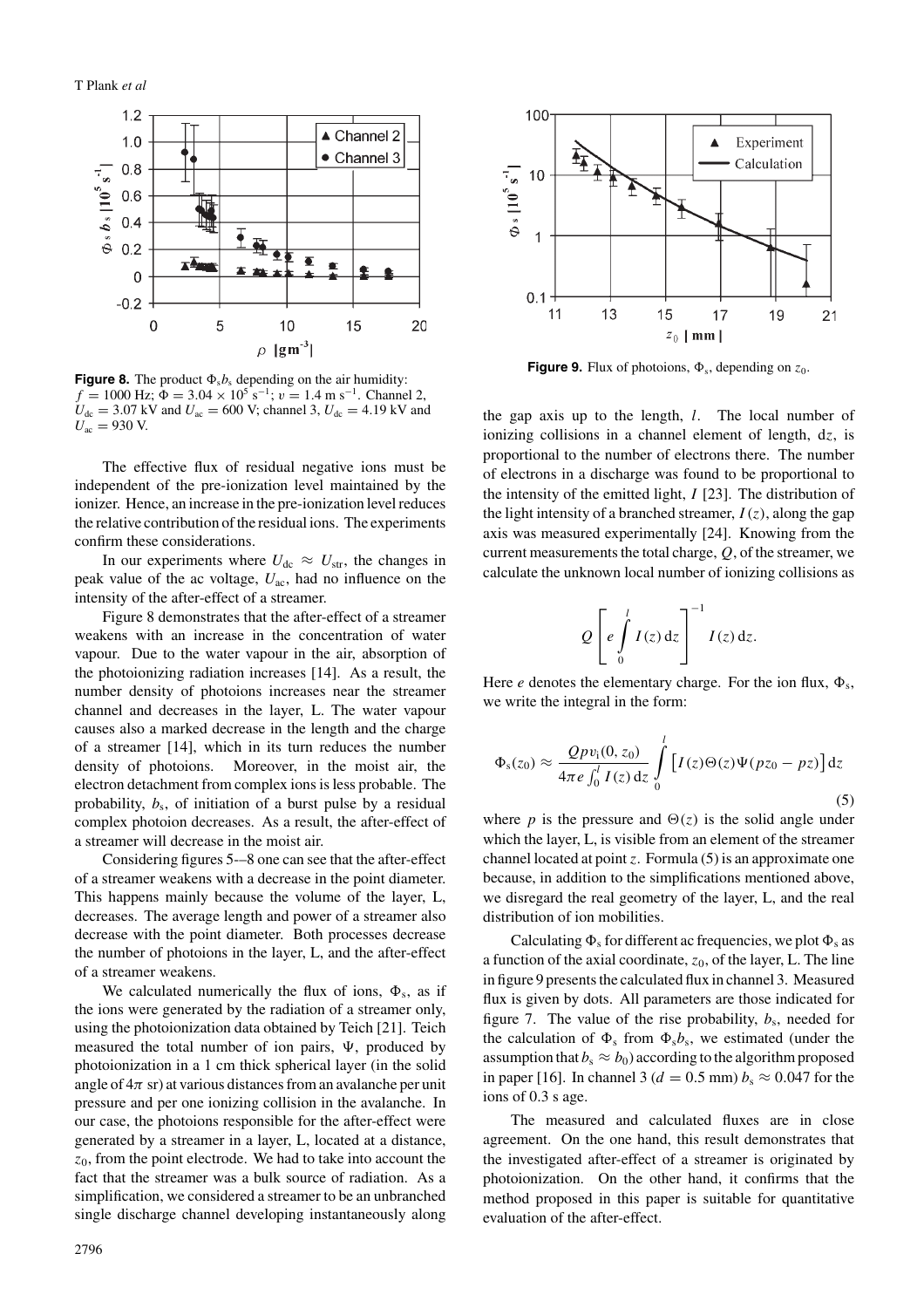**Figure 8.** The product $\Phi_s b_s$ depending on the air humidity: $f = 1000$ Hz; $\Phi = 3.04 \times 10^5$ s$^{-1}$; $v = 1.4$ m s$^{-1}$. Channel 2, $U_{dc} = 3.07$ kV and $U_{ac} = 600$ V; channel 3, $U_{dc} = 4.19$ kV and $U_{ac} = 930$ V.

The effective flux of residual negative ions must be independent of the pre-ionization level maintained by the ionizer. Hence, an increase in the pre-ionization level reduces the relative contribution of the residual ions. The experiments confirm these considerations.

In our experiments where $U_{dc} \approx U_{str}$, the changes in peak value of the ac voltage, $U_{ac}$, had no influence on the intensity of the after-effect of a streamer.

Figure 8 demonstrates that the after-effect of a streamer weakens with an increase in the concentration of water vapour. Due to the water vapour in the air, absorption of the photoionizing radiation increases [14]. As a result, the number density of photoions increases near the streamer channel and decreases in the layer, L. The water vapour causes also a marked decrease in the length and the charge of a streamer [14], which in its turn reduces the number density of photoions. Moreover, in the moist air, the electron detachment from complex ions is less probable. The probability, $b_s$, of initiation of a burst pulse by a residual complex photoion decreases. As a result, the after-effect of a streamer will decrease in the moist air.

Considering figures 5–8 one can see that the after-effect of a streamer weakens with a decrease in the point diameter. This happens mainly because the volume of the layer, L, decreases. The average length and power of a streamer also decrease with the point diameter. Both processes decrease the number of photoions in the layer, L, and the after-effect of a streamer weakens.

We calculated numerically the flux of ions, $\Phi_s$, as if the ions were generated by the radiation of a streamer only, using the photoionization data obtained by Teich [21]. Teich measured the total number of ion pairs, $\Psi$, produced by photoionization in a 1 cm thick spherical layer (in the solid angle of $4\pi$ sr) at various distances from an avalanche per unit pressure and per one ionizing collision in the avalanche. In our case, the photoions responsible for the after-effect were generated by a streamer in a layer, L, located at a distance, $z_0$, from the point electrode. We had to take into account the fact that the streamer was a bulk source of radiation. As a simplification, we considered a streamer to be an unbranched single discharge channel developing instantaneously along the gap axis up to the length, $l$. The local number of ionizing collisions in a channel element of length, d$z$, is proportional to the number of electrons there. The number of electrons in a discharge was found to be proportional to the intensity of the emitted light, $I$ [23]. The distribution of the light intensity of a branched streamer, $I(z)$, along the gap axis was measured experimentally [24]. Knowing from the current measurements the total charge, $Q$, of the streamer, we calculate the unknown local number of ionizing collisions as

$$Q\left[e\int_0^l I(z)\,\mathrm{d}z\right]^{-1} I(z)\,\mathrm{d}z.$$

Here $e$ denotes the elementary charge. For the ion flux, $\Phi_s$, we write the integral in the form:

$$\Phi_s(z_0) \approx \frac{Qpv_i(0, z_0)}{4\pi e\int_0^l I(z)\,\mathrm{d}z}\int_0^l \left[I(z)\Theta(z)\Psi(pz_0 - pz)\right]\mathrm{d}z \qquad (5)$$

where $p$ is the pressure and $\Theta(z)$ is the solid angle under which the layer, L, is visible from an element of the streamer channel located at point $z$. Formula (5) is an approximate one because, in addition to the simplifications mentioned above, we disregard the real geometry of the layer, L, and the real distribution of ion mobilities.

Calculating $\Phi_s$ for different ac frequencies, we plot $\Phi_s$ as a function of the axial coordinate, $z_0$, of the layer, L. The line in figure 9 presents the calculated flux in channel 3. Measured flux is given by dots. All parameters are those indicated for figure 7. The value of the rise probability, $b_s$, needed for the calculation of $\Phi_s$ from $\Phi_s b_s$, we estimated (under the assumption that $b_s \approx b_0$) according to the algorithm proposed in paper [16]. In channel 3 ($d = 0.5$ mm) $b_s \approx 0.047$ for the ions of 0.3 s age.

**Figure 9.** Flux of photoions, $\Phi_s$, depending on $z_0$.

The measured and calculated fluxes are in close agreement. On the one hand, this result demonstrates that the investigated after-effect of a streamer is originated by photoionization. On the other hand, it confirms that the method proposed in this paper is suitable for quantitative evaluation of the after-effect.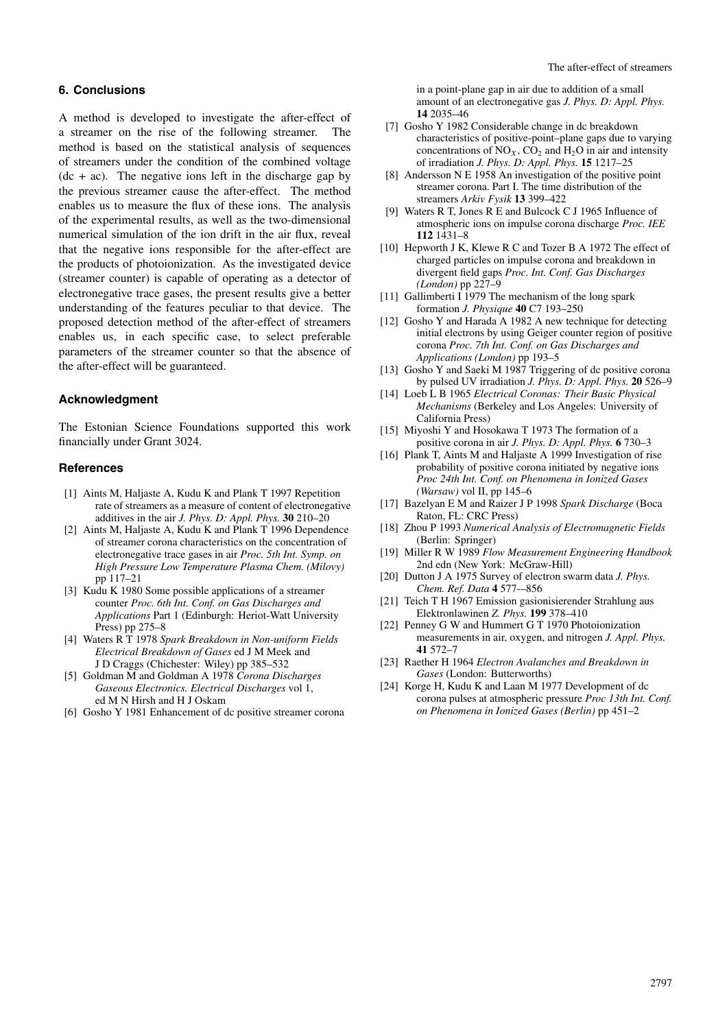## 6. Conclusions

A method is developed to investigate the after-effect of a streamer on the rise of the following streamer. The method is based on the statistical analysis of sequences of streamers under the condition of the combined voltage (dc + ac). The negative ions left in the discharge gap by the previous streamer cause the after-effect. The method enables us to measure the flux of these ions. The analysis of the experimental results, as well as the two-dimensional numerical simulation of the ion drift in the air flux, reveal that the negative ions responsible for the after-effect are the products of photoionization. As the investigated device (streamer counter) is capable of operating as a detector of electronegative trace gases, the present results give a better understanding of the features peculiar to that device. The proposed detection method of the after-effect of streamers enables us, in each specific case, to select preferable parameters of the streamer counter so that the absence of the after-effect will be guaranteed.

## Acknowledgment

The Estonian Science Foundations supported this work financially under Grant 3024.

## References

[1] Aints M, Haljaste A, Kudu K and Plank T 1997 Repetition rate of streamers as a measure of content of electronegative additives in the air *J. Phys. D: Appl. Phys.* **30** 210–20

[2] Aints M, Haljaste A, Kudu K and Plank T 1996 Dependence of streamer corona characteristics on the concentration of electronegative trace gases in air *Proc. 5th Int. Symp. on High Pressure Low Temperature Plasma Chem. (Milovy)* pp 117–21

[3] Kudu K 1980 Some possible applications of a streamer counter *Proc. 6th Int. Conf. on Gas Discharges and Applications* Part 1 (Edinburgh: Heriot-Watt University Press) pp 275–8

[4] Waters R T 1978 *Spark Breakdown in Non-uniform Fields Electrical Breakdown of Gases* ed J M Meek and J D Craggs (Chichester: Wiley) pp 385–532

[5] Goldman M and Goldman A 1978 *Corona Discharges Gaseous Electronics. Electrical Discharges* vol 1, ed M N Hirsh and H J Oskam

[6] Gosho Y 1981 Enhancement of dc positive streamer corona in a point-plane gap in air due to addition of a small amount of an electronegative gas *J. Phys. D: Appl. Phys.* **14** 2035–46

[7] Gosho Y 1982 Considerable change in dc breakdown characteristics of positive-point–plane gaps due to varying concentrations of $NO_X$, $CO_2$ and $H_2O$ in air and intensity of irradiation *J. Phys. D: Appl. Phys.* **15** 1217–25

[8] Andersson N E 1958 An investigation of the positive point streamer corona. Part I. The time distribution of the streamers *Arkiv Fysik* **13** 399–422

[9] Waters R T, Jones R E and Bulcock C J 1965 Influence of atmospheric ions on impulse corona discharge *Proc. IEE* **112** 1431–8

[10] Hepworth J K, Klewe R C and Tozer B A 1972 The effect of charged particles on impulse corona and breakdown in divergent field gaps *Proc. Int. Conf. Gas Discharges (London)* pp 227–9

[11] Gallimberti I 1979 The mechanism of the long spark formation *J. Physique* **40** C7 193–250

[12] Gosho Y and Harada A 1982 A new technique for detecting initial electrons by using Geiger counter region of positive corona *Proc. 7th Int. Conf. on Gas Discharges and Applications (London)* pp 193–5

[13] Gosho Y and Saeki M 1987 Triggering of dc positive corona by pulsed UV irradiation *J. Phys. D: Appl. Phys.* **20** 526–9

[14] Loeb L B 1965 *Electrical Coronas: Their Basic Physical Mechanisms* (Berkeley and Los Angeles: University of California Press)

[15] Miyoshi Y and Hosokawa T 1973 The formation of a positive corona in air *J. Phys. D: Appl. Phys.* **6** 730–3

[16] Plank T, Aints M and Haljaste A 1999 Investigation of rise probability of positive corona initiated by negative ions *Proc 24th Int. Conf. on Phenomena in Ionized Gases (Warsaw)* vol II, pp 145–6

[17] Bazelyan E M and Raizer J P 1998 *Spark Discharge* (Boca Raton, FL: CRC Press)

[18] Zhou P 1993 *Numerical Analysis of Electromagnetic Fields* (Berlin: Springer)

[19] Miller R W 1989 *Flow Measurement Engineering Handbook* 2nd edn (New York: McGraw-Hill)

[20] Dutton J A 1975 Survey of electron swarm data *J. Phys. Chem. Ref. Data* **4** 577–-856

[21] Teich T H 1967 Emission gasionisierender Strahlung aus Elektronlawinen *Z. Phys.* **199** 378–410

[22] Penney G W and Hummert G T 1970 Photoionization measurements in air, oxygen, and nitrogen *J. Appl. Phys.* **41** 572–7

[23] Raether H 1964 *Electron Avalanches and Breakdown in Gases* (London: Butterworths)

[24] Korge H, Kudu K and Laan M 1977 Development of dc corona pulses at atmospheric pressure *Proc 13th Int. Conf. on Phenomena in Ionized Gases (Berlin)* pp 451–2